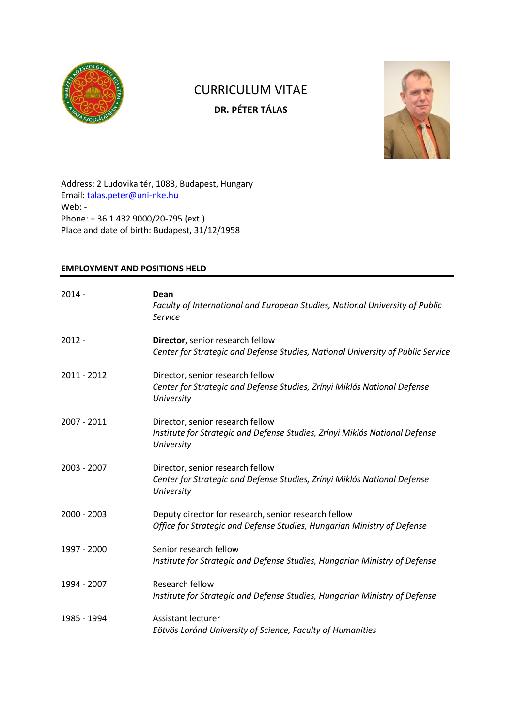# CURRICULUM VITAE

## DR. PÉTER TÁLAS

Address: 2 Ludovika tér, 1083, Budapest, Hungary
Email: talas.peter@uni-nke.hu
Web: -
Phone: + 36 1 432 9000/20-795 (ext.)
Place and date of birth: Budapest, 31/12/1958

### EMPLOYMENT AND POSITIONS HELD

| | |
|---|---|
| 2014 - | **Dean**<br>*Faculty of International and European Studies, National University of Public Service* |
| 2012 - | **Director**, senior research fellow<br>*Center for Strategic and Defense Studies, National University of Public Service* |
| 2011 - 2012 | Director, senior research fellow<br>*Center for Strategic and Defense Studies, Zrínyi Miklós National Defense University* |
| 2007 - 2011 | Director, senior research fellow<br>*Institute for Strategic and Defense Studies, Zrínyi Miklós National Defense University* |
| 2003 - 2007 | Director, senior research fellow<br>*Center for Strategic and Defense Studies, Zrínyi Miklós National Defense University* |
| 2000 - 2003 | Deputy director for research, senior research fellow<br>*Office for Strategic and Defense Studies, Hungarian Ministry of Defense* |
| 1997 - 2000 | Senior research fellow<br>*Institute for Strategic and Defense Studies, Hungarian Ministry of Defense* |
| 1994 - 2007 | Research fellow<br>*Institute for Strategic and Defense Studies, Hungarian Ministry of Defense* |
| 1985 - 1994 | Assistant lecturer<br>*Eötvös Loránd University of Science, Faculty of Humanities* |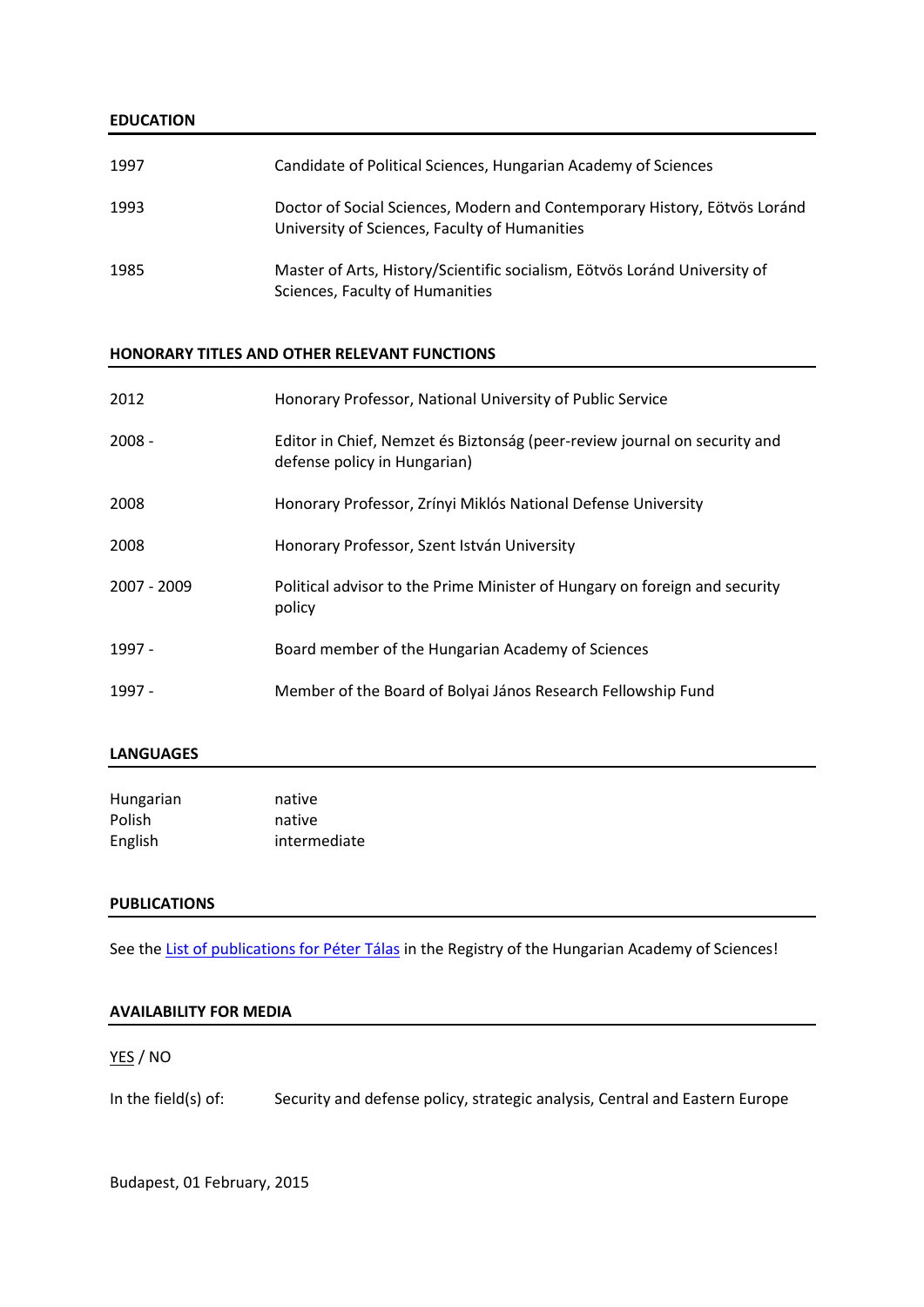## EDUCATION

| | |
|---|---|
| 1997 | Candidate of Political Sciences, Hungarian Academy of Sciences |
| 1993 | Doctor of Social Sciences, Modern and Contemporary History, Eötvös Loránd University of Sciences, Faculty of Humanities |
| 1985 | Master of Arts, History/Scientific socialism, Eötvös Loránd University of Sciences, Faculty of Humanities |

## HONORARY TITLES AND OTHER RELEVANT FUNCTIONS

| | |
|---|---|
| 2012 | Honorary Professor, National University of Public Service |
| 2008 - | Editor in Chief, Nemzet és Biztonság (peer-review journal on security and defense policy in Hungarian) |
| 2008 | Honorary Professor, Zrínyi Miklós National Defense University |
| 2008 | Honorary Professor, Szent István University |
| 2007 - 2009 | Political advisor to the Prime Minister of Hungary on foreign and security policy |
| 1997 - | Board member of the Hungarian Academy of Sciences |
| 1997 - | Member of the Board of Bolyai János Research Fellowship Fund |

## LANGUAGES

| | |
|---|---|
| Hungarian | native |
| Polish | native |
| English | intermediate |

## PUBLICATIONS

See the List of publications for Péter Tálas in the Registry of the Hungarian Academy of Sciences!

## AVAILABILITY FOR MEDIA

YES / NO

In the field(s) of: Security and defense policy, strategic analysis, Central and Eastern Europe

Budapest, 01 February, 2015